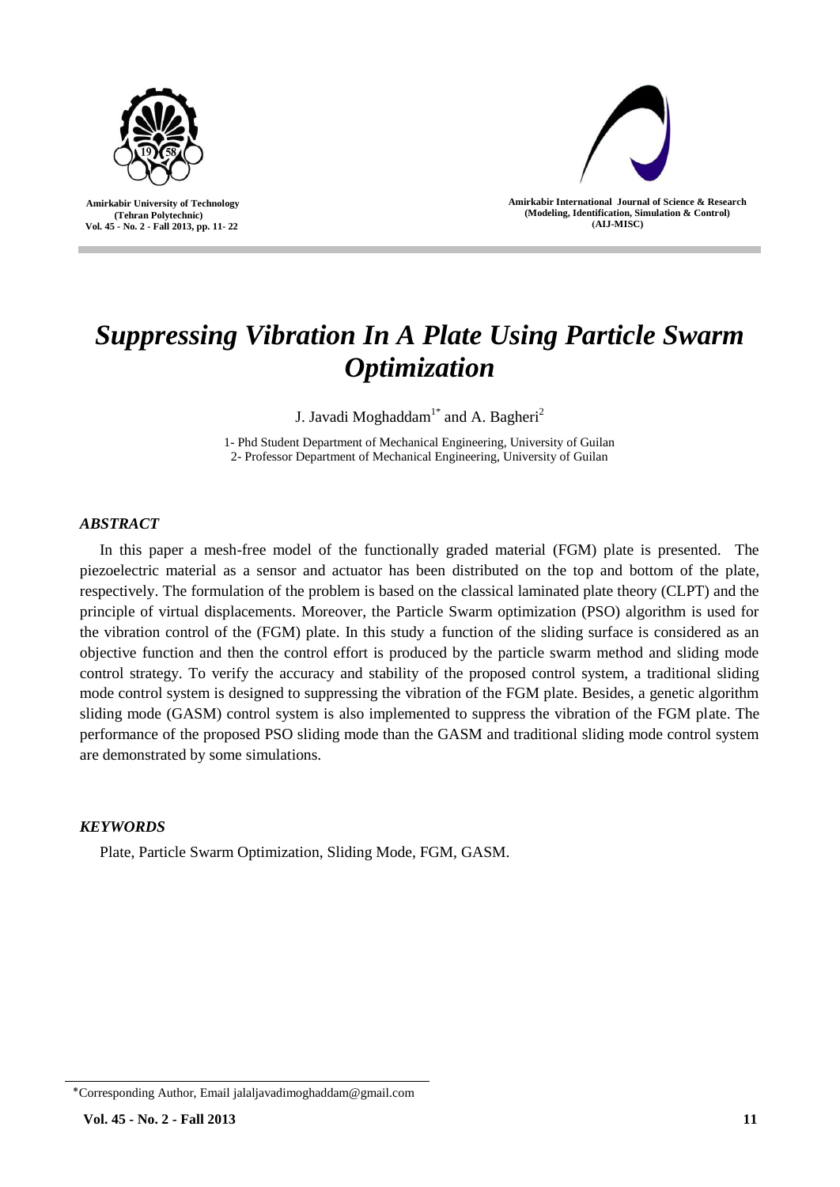# *Suppressing Vibration In A Plate Using Particle Swarm Optimization*

J. Javadi Moghaddam[1*] and A. Bagheri[2]

1- Phd Student Department of Mechanical Engineering, University of Guilan
2- Professor Department of Mechanical Engineering, University of Guilan

### *ABSTRACT*

In this paper a mesh-free model of the functionally graded material (FGM) plate is presented. The piezoelectric material as a sensor and actuator has been distributed on the top and bottom of the plate, respectively. The formulation of the problem is based on the classical laminated plate theory (CLPT) and the principle of virtual displacements. Moreover, the Particle Swarm optimization (PSO) algorithm is used for the vibration control of the (FGM) plate. In this study a function of the sliding surface is considered as an objective function and then the control effort is produced by the particle swarm method and sliding mode control strategy. To verify the accuracy and stability of the proposed control system, a traditional sliding mode control system is designed to suppressing the vibration of the FGM plate. Besides, a genetic algorithm sliding mode (GASM) control system is also implemented to suppress the vibration of the FGM plate. The performance of the proposed PSO sliding mode than the GASM and traditional sliding mode control system are demonstrated by some simulations.

### *KEYWORDS*

Plate, Particle Swarm Optimization, Sliding Mode, FGM, GASM.

---

*Corresponding Author, Email jalaljavadimoghaddam@gmail.com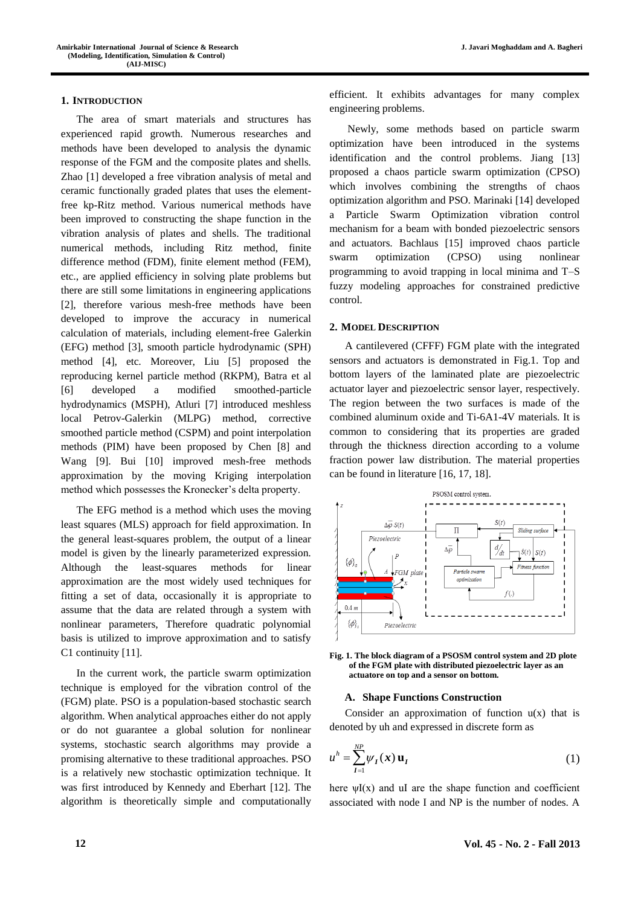## 1. INTRODUCTION

The area of smart materials and structures has experienced rapid growth. Numerous researches and methods have been developed to analysis the dynamic response of the FGM and the composite plates and shells. Zhao [1] developed a free vibration analysis of metal and ceramic functionally graded plates that uses the element-free kp-Ritz method. Various numerical methods have been improved to constructing the shape function in the vibration analysis of plates and shells. The traditional numerical methods, including Ritz method, finite difference method (FDM), finite element method (FEM), etc., are applied efficiency in solving plate problems but there are still some limitations in engineering applications [2], therefore various mesh-free methods have been developed to improve the accuracy in numerical calculation of materials, including element-free Galerkin (EFG) method [3], smooth particle hydrodynamic (SPH) method [4], etc. Moreover, Liu [5] proposed the reproducing kernel particle method (RKPM), Batra et al [6] developed a modified smoothed-particle hydrodynamics (MSPH), Atluri [7] introduced meshless local Petrov-Galerkin (MLPG) method, corrective smoothed particle method (CSPM) and point interpolation methods (PIM) have been proposed by Chen [8] and Wang [9]. Bui [10] improved mesh-free methods approximation by the moving Kriging interpolation method which possesses the Kronecker's delta property.

The EFG method is a method which uses the moving least squares (MLS) approach for field approximation. In the general least-squares problem, the output of a linear model is given by the linearly parameterized expression. Although the least-squares methods for linear approximation are the most widely used techniques for fitting a set of data, occasionally it is appropriate to assume that the data are related through a system with nonlinear parameters, Therefore quadratic polynomial basis is utilized to improve approximation and to satisfy C1 continuity [11].

In the current work, the particle swarm optimization technique is employed for the vibration control of the (FGM) plate. PSO is a population-based stochastic search algorithm. When analytical approaches either do not apply or do not guarantee a global solution for nonlinear systems, stochastic search algorithms may provide a promising alternative to these traditional approaches. PSO is a relatively new stochastic optimization technique. It was first introduced by Kennedy and Eberhart [12]. The algorithm is theoretically simple and computationally efficient. It exhibits advantages for many complex engineering problems.

Newly, some methods based on particle swarm optimization have been introduced in the systems identification and the control problems. Jiang [13] proposed a chaos particle swarm optimization (CPSO) which involves combining the strengths of chaos optimization algorithm and PSO. Marinaki [14] developed a Particle Swarm Optimization vibration control mechanism for a beam with bonded piezoelectric sensors and actuators. Bachlaus [15] improved chaos particle swarm optimization (CPSO) using nonlinear programming to avoid trapping in local minima and T–S fuzzy modeling approaches for constrained predictive control.

## 2. MODEL DESCRIPTION

A cantilevered (CFFF) FGM plate with the integrated sensors and actuators is demonstrated in Fig.1. Top and bottom layers of the laminated plate are piezoelectric actuator layer and piezoelectric sensor layer, respectively. The region between the two surfaces is made of the combined aluminum oxide and Ti-6A1-4V materials. It is common to considering that its properties are graded through the thickness direction according to a volume fraction power law distribution. The material properties can be found in literature [16, 17, 18].

**Fig. 1. The block diagram of a PSOSM control system and 2D plote of the FGM plate with distributed piezoelectric layer as an actuatore on top and a sensor on bottom.**

### A. Shape Functions Construction

Consider an approximation of function u(x) that is denoted by uh and expressed in discrete form as

$$u^h = \sum_{I=1}^{NP} \psi_I(\boldsymbol{x})\,\mathbf{u}_I \tag{1}$$

here ψI(x) and uI are the shape function and coefficient associated with node I and NP is the number of nodes. A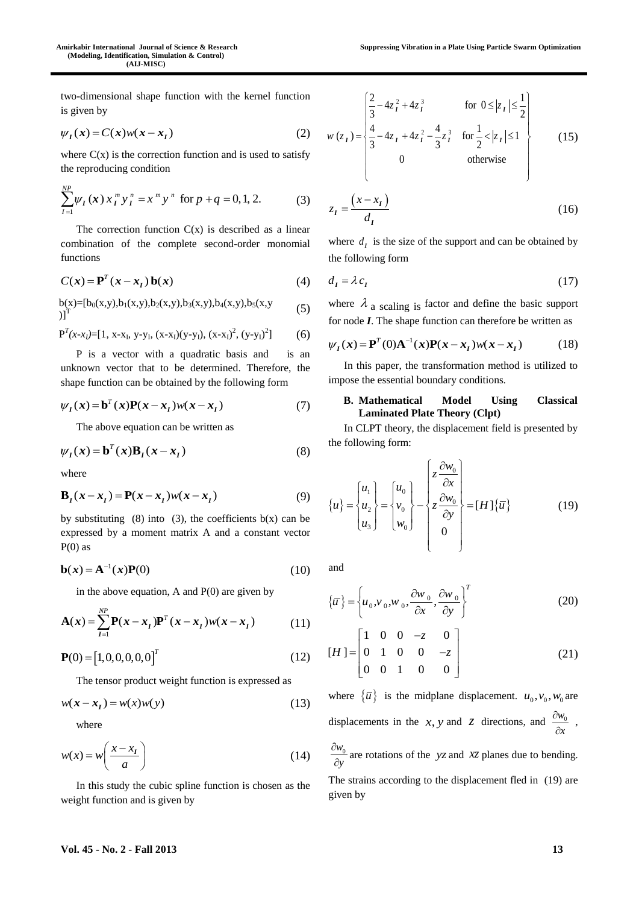two-dimensional shape function with the kernel function is given by

$$\psi_I(\boldsymbol{x}) = C(\boldsymbol{x})w(\boldsymbol{x}-\boldsymbol{x_I}) \tag{2}$$

where C(x) is the correction function and is used to satisfy the reproducing condition

$$\sum_{I=1}^{NP}\psi_I(\boldsymbol{x})\,x_I^m y_I^n = x^m y^n \ \text{ for } p+q=0,1,2. \tag{3}$$

The correction function C(x) is described as a linear combination of the complete second-order monomial functions

$$C(\boldsymbol{x}) = \mathbf{P}^T(\boldsymbol{x}-\boldsymbol{x_I})\,\mathbf{b}(\boldsymbol{x}) \tag{4}$$

$$b(x)=[b_0(x,y),b_1(x,y),b_2(x,y),b_3(x,y),b_4(x,y),b_5(x,y)]^T \tag{5}$$

$$P^T(x\text{-}x_I)=[1,\ x\text{-}x_I,\ y\text{-}y_I,\ (x\text{-}x_I)(y\text{-}y_I),\ (x\text{-}x_I)^2,\ (y\text{-}y_I)^2] \tag{6}$$

P is a vector with a quadratic basis and is an unknown vector that to be determined. Therefore, the shape function can be obtained by the following form

$$\psi_I(\boldsymbol{x}) = \mathbf{b}^T(\boldsymbol{x})\mathbf{P}(\boldsymbol{x}-\boldsymbol{x_I})w(\boldsymbol{x}-\boldsymbol{x_I}) \tag{7}$$

The above equation can be written as

$$\psi_I(\boldsymbol{x}) = \mathbf{b}^T(\boldsymbol{x})\mathbf{B}_I(\boldsymbol{x}-\boldsymbol{x_I}) \tag{8}$$

where

$$\mathbf{B}_I(\boldsymbol{x}-\boldsymbol{x_I}) = \mathbf{P}(\boldsymbol{x}-\boldsymbol{x_I})w(\boldsymbol{x}-\boldsymbol{x_I}) \tag{9}$$

by substituting (8) into (3), the coefficients b(x) can be expressed by a moment matrix A and a constant vector P(0) as

$$\mathbf{b}(\boldsymbol{x}) = \mathbf{A}^{-1}(\boldsymbol{x})\mathbf{P}(0) \tag{10}$$

in the above equation, A and P(0) are given by

$$\mathbf{A}(\boldsymbol{x}) = \sum_{I=1}^{NP}\mathbf{P}(\boldsymbol{x}-\boldsymbol{x_I})\mathbf{P}^T(\boldsymbol{x}-\boldsymbol{x_I})w(\boldsymbol{x}-\boldsymbol{x_I}) \tag{11}$$

$$\mathbf{P}(0) = [1,0,0,0,0,0]^T \tag{12}$$

The tensor product weight function is expressed as

$$w(\boldsymbol{x}-\boldsymbol{x_I}) = w(x)w(y) \tag{13}$$

where

$$w(x) = w\left(\frac{x-x_I}{a}\right) \tag{14}$$

In this study the cubic spline function is chosen as the weight function and is given by

$$w(z_I) = \begin{cases} \dfrac{2}{3} - 4z_I^2 + 4z_I^3 & \text{for } 0 \le |z_I| \le \dfrac{1}{2} \\ \dfrac{4}{3} - 4z_I + 4z_I^2 - \dfrac{4}{3}z_I^3 & \text{for } \dfrac{1}{2} < |z_I| \le 1 \\ 0 & \text{otherwise} \end{cases} \tag{15}$$

$$z_I = \frac{(x-x_I)}{d_I} \tag{16}$$

where $d_I$ is the size of the support and can be obtained by the following form

$$d_I = \lambda c_I \tag{17}$$

where $\lambda$ a scaling is factor and define the basic support for node ***I***. The shape function can therefore be written as

$$\psi_I(\boldsymbol{x}) = \mathbf{P}^T(0)\mathbf{A}^{-1}(\boldsymbol{x})\mathbf{P}(\boldsymbol{x}-\boldsymbol{x_I})w(\boldsymbol{x}-\boldsymbol{x_I}) \tag{18}$$

In this paper, the transformation method is utilized to impose the essential boundary conditions.

### B. Mathematical Model Using Classical Laminated Plate Theory (Clpt)

In CLPT theory, the displacement field is presented by the following form:

$$\{u\} = \begin{Bmatrix} u_1 \\ u_2 \\ u_3 \end{Bmatrix} = \begin{Bmatrix} u_0 \\ v_0 \\ w_0 \end{Bmatrix} - \begin{Bmatrix} z\dfrac{\partial w_0}{\partial x} \\ z\dfrac{\partial w_0}{\partial y} \\ 0 \end{Bmatrix} = [H]\{\bar{u}\} \tag{19}$$

and

$$\{\bar{u}\} = \left\{u_0, v_0, w_0, \frac{\partial w_0}{\partial x}, \frac{\partial w_0}{\partial y}\right\}^T \tag{20}$$

$$[H] = \begin{bmatrix} 1 & 0 & 0 & -z & 0 \\ 0 & 1 & 0 & 0 & -z \\ 0 & 0 & 1 & 0 & 0 \end{bmatrix} \tag{21}$$

where $\{\bar{u}\}$ is the midplane displacement. $u_0, v_0, w_0$ are displacements in the $x, y$ and $z$ directions, and $\dfrac{\partial w_0}{\partial x}$, $\dfrac{\partial w_0}{\partial y}$ are rotations of the $yz$ and $xz$ planes due to bending. The strains according to the displacement fled in (19) are given by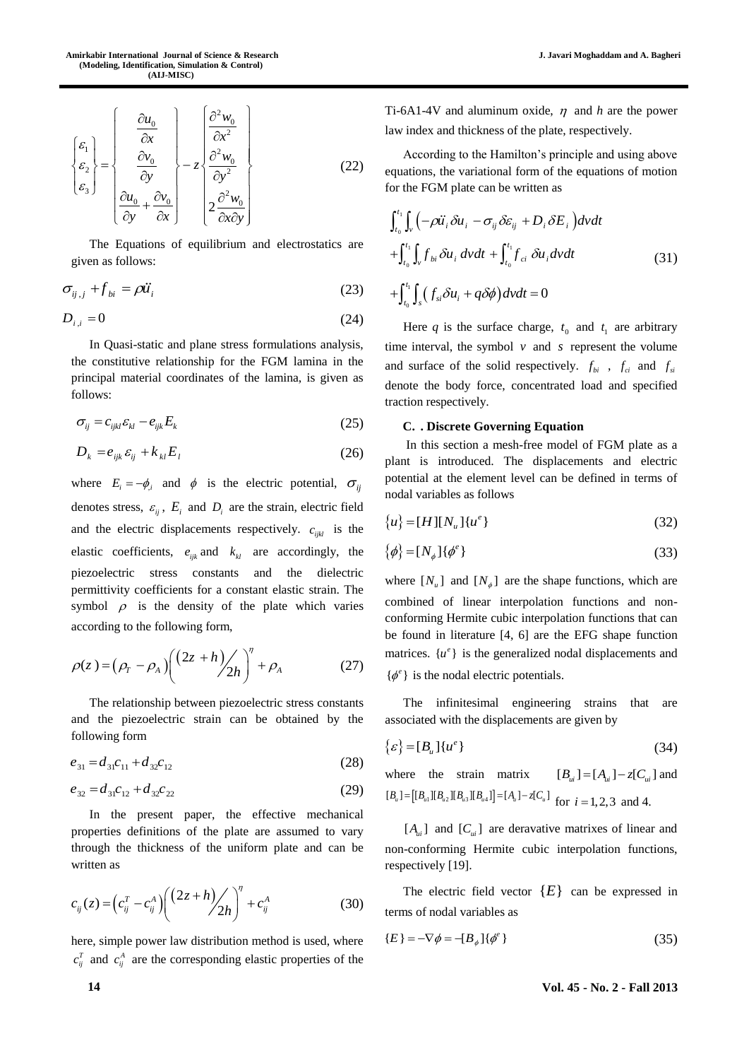$$
\begin{Bmatrix} \varepsilon_1 \\ \varepsilon_2 \\ \varepsilon_3 \end{Bmatrix} = \begin{Bmatrix} \dfrac{\partial u_0}{\partial x} \\ \dfrac{\partial v_0}{\partial y} \\ \dfrac{\partial u_0}{\partial y} + \dfrac{\partial v_0}{\partial x} \end{Bmatrix} - z \begin{Bmatrix} \dfrac{\partial^2 w_0}{\partial x^2} \\ \dfrac{\partial^2 w_0}{\partial y^2} \\ 2\dfrac{\partial^2 w_0}{\partial x \partial y} \end{Bmatrix} \tag{22}
$$

The Equations of equilibrium and electrostatics are given as follows:

$$
\sigma_{ij,j} + f_{bi} = \rho \ddot{u}_i \tag{23}
$$

$$
D_{i,i} = 0 \tag{24}
$$

In Quasi-static and plane stress formulations analysis, the constitutive relationship for the FGM lamina in the principal material coordinates of the lamina, is given as follows:

$$
\sigma_{ij} = c_{ijkl}\varepsilon_{kl} - e_{ijk}E_k \tag{25}
$$

$$
D_k = e_{ijk}\varepsilon_{ij} + k_{kl}E_l \tag{26}
$$

where $E_i = -\phi_{,i}$ and $\phi$ is the electric potential, $\sigma_{ij}$ denotes stress, $\varepsilon_{ij}$, $E_i$ and $D_i$ are the strain, electric field and the electric displacements respectively. $c_{ijkl}$ is the elastic coefficients, $e_{ijk}$ and $k_{kl}$ are accordingly, the piezoelectric stress constants and the dielectric permittivity coefficients for a constant elastic strain. The symbol $\rho$ is the density of the plate which varies according to the following form,

$$
\rho(z) = \left(\rho_T - \rho_A\right)\left(\frac{(2z+h)}{2h}\right)^{\eta} + \rho_A \tag{27}
$$

The relationship between piezoelectric stress constants and the piezoelectric strain can be obtained by the following form

$$
e_{31} = d_{31}c_{11} + d_{32}c_{12} \tag{28}
$$

$$
e_{32} = d_{31}c_{12} + d_{32}c_{22} \tag{29}
$$

In the present paper, the effective mechanical properties definitions of the plate are assumed to vary through the thickness of the uniform plate and can be written as

$$
c_{ij}(z) = \left(c_{ij}^T - c_{ij}^A\right)\left(\frac{(2z+h)}{2h}\right)^{\eta} + c_{ij}^A \tag{30}
$$

here, simple power law distribution method is used, where $c_{ij}^T$ and $c_{ij}^A$ are the corresponding elastic properties of the Ti-6A1-4V and aluminum oxide, $\eta$ and $h$ are the power law index and thickness of the plate, respectively.

According to the Hamilton's principle and using above equations, the variational form of the equations of motion for the FGM plate can be written as

$$
\begin{aligned}
&\int_{t_0}^{t_1}\int_v \left(-\rho \ddot{u}_i \delta u_i - \sigma_{ij}\delta\varepsilon_{ij} + D_i \delta E_i\right) dv dt \\
&+ \int_{t_0}^{t_1}\int_v f_{bi}\,\delta u_i \,dv dt + \int_{t_0}^{t_1} f_{ci}\,\delta u_i \,dv dt \\
&+ \int_{t_0}^{t_1}\int_s \left(f_{si}\delta u_i + q\delta\phi\right) dv dt = 0
\end{aligned} \tag{31}
$$

Here $q$ is the surface charge, $t_0$ and $t_1$ are arbitrary time interval, the symbol $v$ and $s$ represent the volume and surface of the solid respectively. $f_{bi}$ , $f_{ci}$ and $f_{si}$ denote the body force, concentrated load and specified traction respectively.

### C. . Discrete Governing Equation

In this section a mesh-free model of FGM plate as a plant is introduced. The displacements and electric potential at the element level can be defined in terms of nodal variables as follows

$$
\{u\} = [H][N_u]\{u^e\} \tag{32}
$$

$$
\{\phi\} = [N_\phi]\{\phi^e\} \tag{33}
$$

where $[N_u]$ and $[N_\phi]$ are the shape functions, which are combined of linear interpolation functions and non-conforming Hermite cubic interpolation functions that can be found in literature [4, 6] are the EFG shape function matrices. $\{u^e\}$ is the generalized nodal displacements and $\{\phi^e\}$ is the nodal electric potentials.

The infinitesimal engineering strains that are associated with the displacements are given by

$$
\{\varepsilon\} = [B_u]\{u^e\} \tag{34}
$$

where the strain matrix $[B_{ui}] = [A_{ui}] - z[C_{ui}]$ and $[B_u] = \left[[B_{u1}][B_{u2}][B_{u3}][B_{u4}]\right] = [A_u] - z[C_u]$ for $i = 1, 2, 3$ and 4.

$[A_{ui}]$ and $[C_{ui}]$ are deravative matrixes of linear and non-conforming Hermite cubic interpolation functions, respectively [19].

The electric field vector $\{E\}$ can be expressed in terms of nodal variables as

$$
\{E\} = -\nabla\phi = -[B_\phi]\{\phi^e\} \tag{35}
$$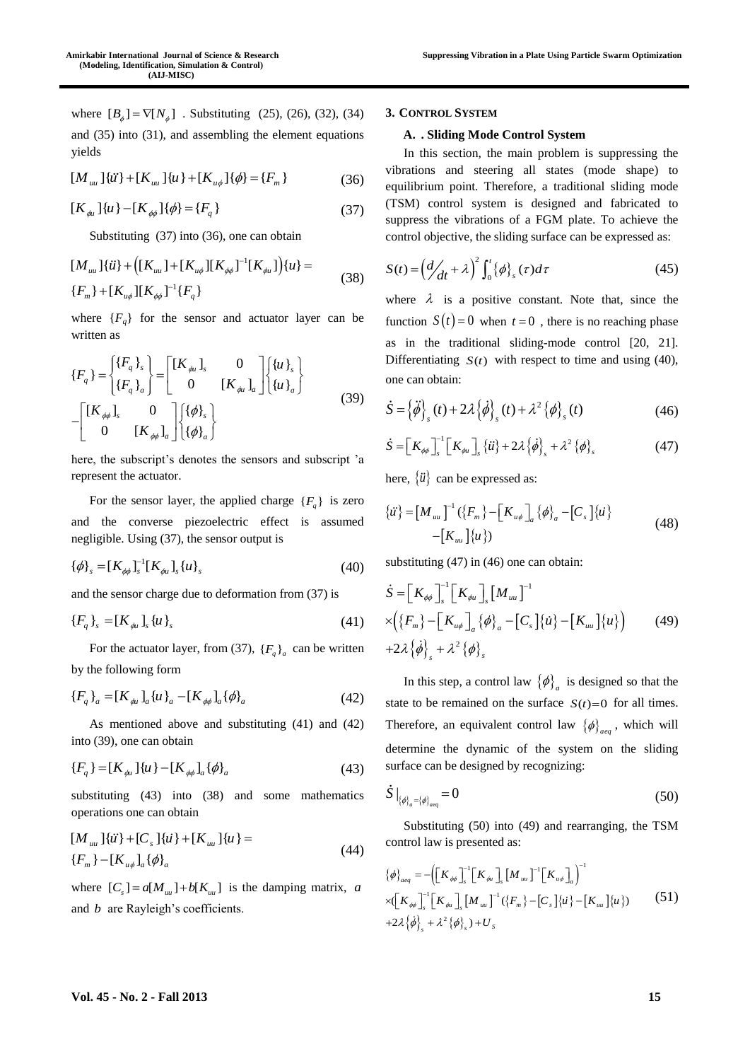where $[B_\phi] = \nabla[N_\phi]$ . Substituting (25), (26), (32), (34) and (35) into (31), and assembling the element equations yields

$$[M_{uu}]\{\ddot{u}\} + [K_{uu}]\{u\} + [K_{u\phi}]\{\phi\} = \{F_m\} \tag{36}$$

$$[K_{\phi u}]\{u\} - [K_{\phi\phi}]\{\phi\} = \{F_q\} \tag{37}$$

Substituting (37) into (36), one can obtain

$$[M_{uu}]\{\ddot{u}\} + \left([K_{uu}] + [K_{u\phi}][K_{\phi\phi}]^{-1}[K_{\phi u}]\right)\{u\} = \{F_m\} + [K_{u\phi}][K_{\phi\phi}]^{-1}\{F_q\} \tag{38}$$

where $\{F_q\}$ for the sensor and actuator layer can be written as

$$\{F_q\} = \begin{Bmatrix} \{F_q\}_s \\ \{F_q\}_a \end{Bmatrix} = \begin{bmatrix} [K_{\phi u}]_s & 0 \\ 0 & [K_{\phi u}]_a \end{bmatrix} \begin{Bmatrix} \{u\}_s \\ \{u\}_a \end{Bmatrix} - \begin{bmatrix} [K_{\phi\phi}]_s & 0 \\ 0 & [K_{\phi\phi}]_a \end{bmatrix} \begin{Bmatrix} \{\phi\}_s \\ \{\phi\}_a \end{Bmatrix} \tag{39}$$

here, the subscript's denotes the sensors and subscript 'a represent the actuator.

For the sensor layer, the applied charge $\{F_q\}$ is zero and the converse piezoelectric effect is assumed negligible. Using (37), the sensor output is

$$\{\phi\}_s = [K_{\phi\phi}]_s^{-1}[K_{\phi u}]_s\{u\}_s \tag{40}$$

and the sensor charge due to deformation from (37) is

$$\{F_q\}_s = [K_{\phi u}]_s\{u\}_s \tag{41}$$

For the actuator layer, from (37), $\{F_q\}_a$ can be written by the following form

$$\{F_q\}_a = [K_{\phi u}]_a\{u\}_a - [K_{\phi\phi}]_a\{\phi\}_a \tag{42}$$

As mentioned above and substituting (41) and (42) into (39), one can obtain

$$\{F_q\} = [K_{\phi u}]\{u\} - [K_{\phi\phi}]_a\{\phi\}_a \tag{43}$$

substituting (43) into (38) and some mathematics operations one can obtain

$$[M_{uu}]\{\ddot{u}\} + [C_s]\{\dot{u}\} + [K_{uu}]\{u\} = \{F_m\} - [K_{u\phi}]_a\{\phi\}_a \tag{44}$$

where $[C_s] = a[M_{uu}] + b[K_{uu}]$ is the damping matrix, $a$ and $b$ are Rayleigh's coefficients.

## 3. Control System

### A. . Sliding Mode Control System

In this section, the main problem is suppressing the vibrations and steering all states (mode shape) to equilibrium point. Therefore, a traditional sliding mode (TSM) control system is designed and fabricated to suppress the vibrations of a FGM plate. To achieve the control objective, the sliding surface can be expressed as:

$$S(t) = \left(\frac{d}{dt} + \lambda\right)^2 \int_0^t \{\phi\}_s(\tau)d\tau \tag{45}$$

where $\lambda$ is a positive constant. Note that, since the function $S(t) = 0$ when $t = 0$ , there is no reaching phase as in the traditional sliding-mode control [20, 21]. Differentiating $S(t)$ with respect to time and using (40), one can obtain:

$$\dot{S} = \{\ddot{\phi}\}_s(t) + 2\lambda\{\dot{\phi}\}_s(t) + \lambda^2\{\phi\}_s(t) \tag{46}$$

$$\dot{S} = \left[K_{\phi\phi}\right]_s^{-1}\left[K_{\phi u}\right]_s\{\ddot{u}\} + 2\lambda\{\dot{\phi}\}_s + \lambda^2\{\phi\}_s \tag{47}$$

here, $\{\ddot{u}\}$ can be expressed as:

$$\{\ddot{u}\} = \left[M_{uu}\right]^{-1}(\{F_m\} - \left[K_{u\phi}\right]_a\{\phi\}_a - \left[C_s\right]\{\dot{u}\} - \left[K_{uu}\right]\{u\}) \tag{48}$$

substituting (47) in (46) one can obtain:

$$\dot{S} = \left[K_{\phi\phi}\right]_s^{-1}\left[K_{\phi u}\right]_s\left[M_{uu}\right]^{-1} \times\left(\{F_m\} - \left[K_{u\phi}\right]_a\{\phi\}_a - \left[C_s\right]\{\dot{u}\} - \left[K_{uu}\right]\{u\}\right) + 2\lambda\{\dot{\phi}\}_s + \lambda^2\{\phi\}_s \tag{49}$$

In this step, a control law $\{\phi\}_a$ is designed so that the state to be remained on the surface $S(t)=0$ for all times. Therefore, an equivalent control law $\{\phi\}_{aeq}$, which will determine the dynamic of the system on the sliding surface can be designed by recognizing:

$$\dot{S}\big|_{\{\phi\}_a = \{\phi\}_{aeq}} = 0 \tag{50}$$

Substituting (50) into (49) and rearranging, the TSM control law is presented as:

$$\{\phi\}_{aeq} = -\left(\left[K_{\phi\phi}\right]_s^{-1}\left[K_{\phi u}\right]_s\left[M_{uu}\right]^{-1}\left[K_{u\phi}\right]_a\right)^{-1} \times(\left[K_{\phi\phi}\right]_s^{-1}\left[K_{\phi u}\right]_s\left[M_{uu}\right]^{-1}(\{F_m\} - \left[C_s\right]\{\dot{u}\} - \left[K_{uu}\right]\{u\}) + 2\lambda\{\dot{\phi}\}_s + \lambda^2\{\phi\}_s) + U_S \tag{51}$$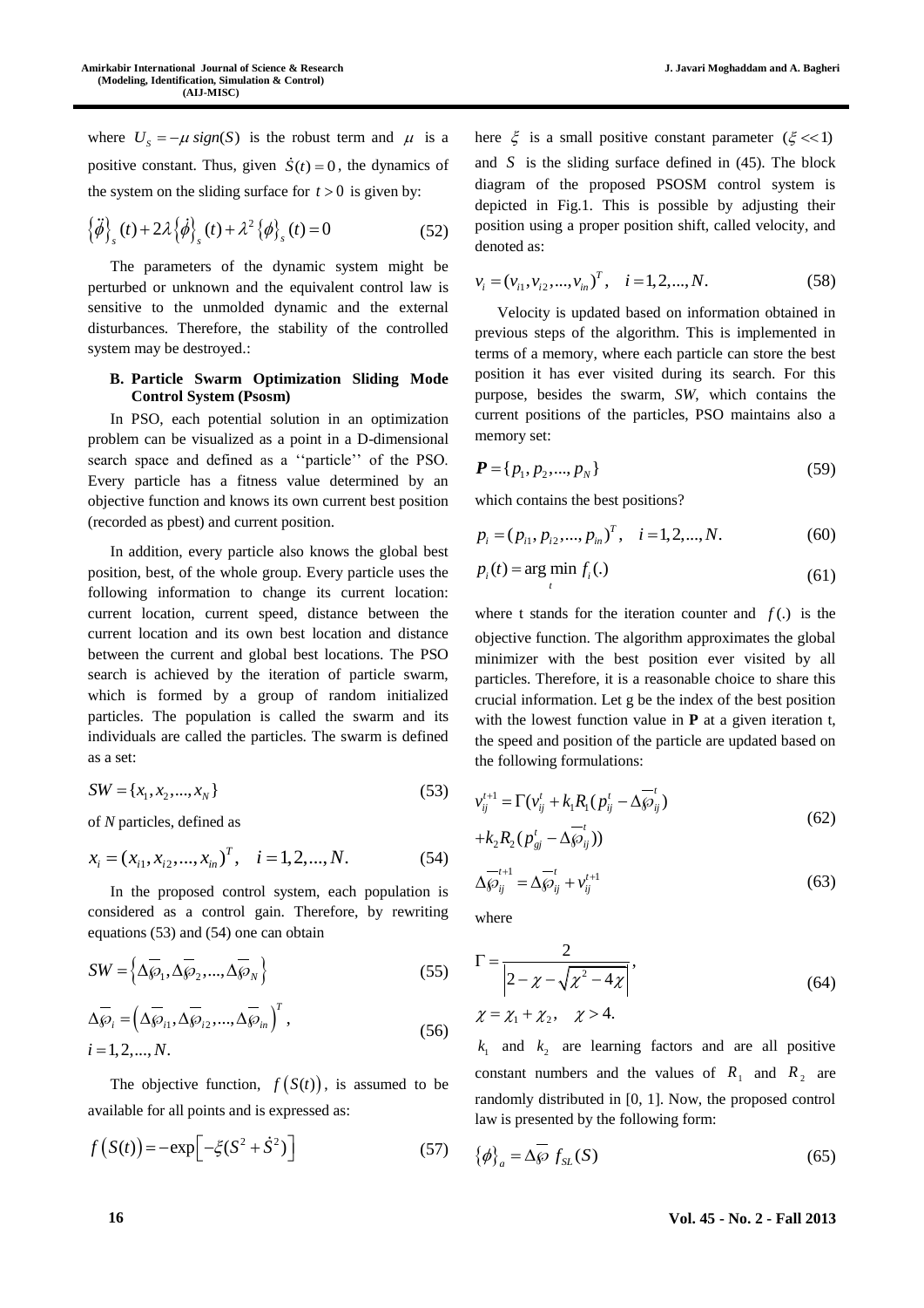where $U_S = -\mu\, sign(S)$ is the robust term and $\mu$ is a positive constant. Thus, given $\dot{S}(t) = 0$, the dynamics of the system on the sliding surface for $t > 0$ is given by:

$$\left\{\ddot{\phi}\right\}_s(t) + 2\lambda\left\{\dot{\phi}\right\}_s(t) + \lambda^2\left\{\phi\right\}_s(t) = 0 \tag{52}$$

The parameters of the dynamic system might be perturbed or unknown and the equivalent control law is sensitive to the unmolded dynamic and the external disturbances. Therefore, the stability of the controlled system may be destroyed.:

### B. Particle Swarm Optimization Sliding Mode Control System (Psosm)

In PSO, each potential solution in an optimization problem can be visualized as a point in a D-dimensional search space and defined as a ''particle'' of the PSO. Every particle has a fitness value determined by an objective function and knows its own current best position (recorded as pbest) and current position.

In addition, every particle also knows the global best position, best, of the whole group. Every particle uses the following information to change its current location: current location, current speed, distance between the current location and its own best location and distance between the current and global best locations. The PSO search is achieved by the iteration of particle swarm, which is formed by a group of random initialized particles. The population is called the swarm and its individuals are called the particles. The swarm is defined as a set:

$$SW = \{x_1, x_2, ..., x_N\} \tag{53}$$

of *N* particles, defined as

$$x_i = (x_{i1}, x_{i2}, ..., x_{in})^T, \quad i = 1, 2, ..., N. \tag{54}$$

In the proposed control system, each population is considered as a control gain. Therefore, by rewriting equations (53) and (54) one can obtain

$$SW = \left\{\Delta\overline{\wp}_1, \Delta\overline{\wp}_2, ..., \Delta\overline{\wp}_N\right\} \tag{55}$$

$$\Delta\overline{\wp}_i = \left(\Delta\overline{\wp}_{i1}, \Delta\overline{\wp}_{i2}, ..., \Delta\overline{\wp}_{in}\right)^T, \quad i = 1, 2, ..., N. \tag{56}$$

The objective function, $f\left(S(t)\right)$, is assumed to be available for all points and is expressed as:

$$f\left(S(t)\right) = -\exp\left[-\xi(S^2 + \dot{S}^2)\right] \tag{57}$$

here $\xi$ is a small positive constant parameter $(\xi << 1)$ and $S$ is the sliding surface defined in (45). The block diagram of the proposed PSOSM control system is depicted in Fig.1. This is possible by adjusting their position using a proper position shift, called velocity, and denoted as:

$$v_i = (v_{i1}, v_{i2}, ..., v_{in})^T, \quad i = 1, 2, ..., N. \tag{58}$$

Velocity is updated based on information obtained in previous steps of the algorithm. This is implemented in terms of a memory, where each particle can store the best position it has ever visited during its search. For this purpose, besides the swarm, *SW*, which contains the current positions of the particles, PSO maintains also a memory set:

$$\boldsymbol{P} = \{p_1, p_2, ..., p_N\} \tag{59}$$

which contains the best positions?

$$p_i = (p_{i1}, p_{i2}, ..., p_{in})^T, \quad i = 1, 2, ..., N. \tag{60}$$

$$p_i(t) = \arg\min_t f_i(.) \tag{61}$$

where t stands for the iteration counter and $f(.)$ is the objective function. The algorithm approximates the global minimizer with the best position ever visited by all particles. Therefore, it is a reasonable choice to share this crucial information. Let g be the index of the best position with the lowest function value in **P** at a given iteration t, the speed and position of the particle are updated based on the following formulations:

$$v_{ij}^{t+1} = \Gamma(v_{ij}^t + k_1 R_1(p_{ij}^t - \Delta\overline{\wp}_{ij}^t) + k_2 R_2(p_{gj}^t - \Delta\overline{\wp}_{ij}^t)) \tag{62}$$

$$\Delta\overline{\wp}_{ij}^{t+1} = \Delta\overline{\wp}_{ij}^t + v_{ij}^{t+1} \tag{63}$$

where

$$\Gamma = \frac{2}{\left|2 - \chi - \sqrt{\chi^2 - 4\chi}\right|}, \quad \chi = \chi_1 + \chi_2, \quad \chi > 4. \tag{64}$$

$k_1$ and $k_2$ are learning factors and are all positive constant numbers and the values of $R_1$ and $R_2$ are randomly distributed in [0, 1]. Now, the proposed control law is presented by the following form:

$$\left\{\phi\right\}_a = \Delta\overline{\wp}\, f_{SL}(S) \tag{65}$$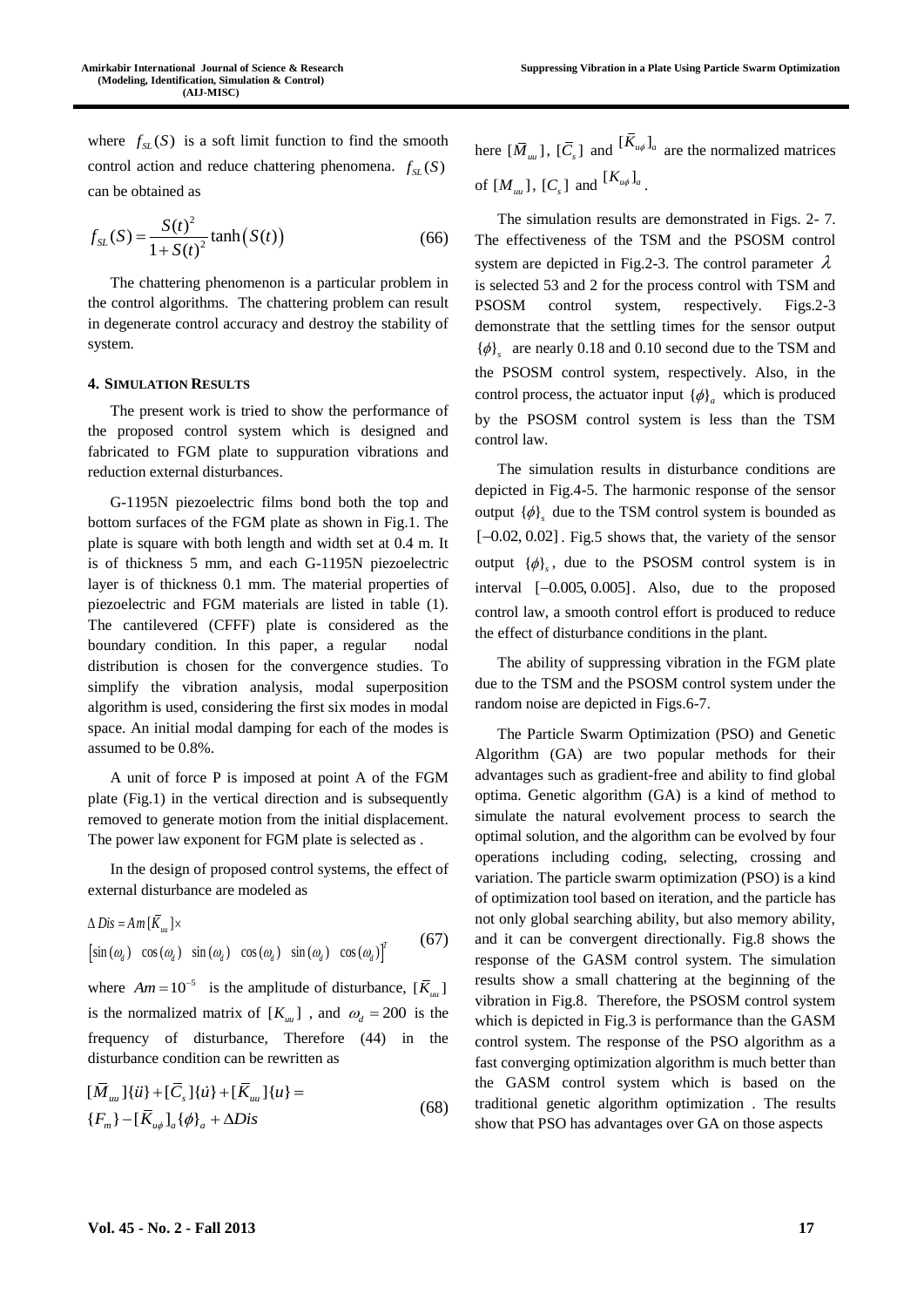where $f_{SL}(S)$ is a soft limit function to find the smooth control action and reduce chattering phenomena. $f_{SL}(S)$ can be obtained as

$$f_{SL}(S) = \frac{S(t)^2}{1+S(t)^2}\tanh\left(S(t)\right) \tag{66}$$

The chattering phenomenon is a particular problem in the control algorithms. The chattering problem can result in degenerate control accuracy and destroy the stability of system.

#### 4. Simulation Results

The present work is tried to show the performance of the proposed control system which is designed and fabricated to FGM plate to suppuration vibrations and reduction external disturbances.

G-1195N piezoelectric films bond both the top and bottom surfaces of the FGM plate as shown in Fig.1. The plate is square with both length and width set at 0.4 m. It is of thickness 5 mm, and each G-1195N piezoelectric layer is of thickness 0.1 mm. The material properties of piezoelectric and FGM materials are listed in table (1). The cantilevered (CFFF) plate is considered as the boundary condition. In this paper, a regular nodal distribution is chosen for the convergence studies. To simplify the vibration analysis, modal superposition algorithm is used, considering the first six modes in modal space. An initial modal damping for each of the modes is assumed to be 0.8%.

A unit of force P is imposed at point A of the FGM plate (Fig.1) in the vertical direction and is subsequently removed to generate motion from the initial displacement. The power law exponent for FGM plate is selected as .

In the design of proposed control systems, the effect of external disturbance are modeled as

$$\begin{aligned}&\Delta Dis = Am\,[\bar{K}_{uu}]\times \\ &\left[\sin(\omega_d)\ \ \cos(\omega_d)\ \ \sin(\omega_d)\ \ \cos(\omega_d)\ \ \sin(\omega_d)\ \ \cos(\omega_d)\right]^T\end{aligned} \tag{67}$$

where $Am = 10^{-5}$ is the amplitude of disturbance, $[\bar{K}_{uu}]$ is the normalized matrix of $[K_{uu}]$, and $\omega_d = 200$ is the frequency of disturbance, Therefore (44) in the disturbance condition can be rewritten as

$$\begin{aligned}&[\bar{M}_{uu}]\{\ddot{u}\} + [\bar{C}_s]\{\dot{u}\} + [\bar{K}_{uu}]\{u\} = \\ &\{F_m\} - [\bar{K}_{u\phi}]_a\{\phi\}_a + \Delta Dis\end{aligned} \tag{68}$$

here $[\bar{M}_{uu}]$, $[\bar{C}_s]$ and $[\bar{K}_{u\phi}]_a$ are the normalized matrices of $[M_{uu}]$, $[C_s]$ and $[K_{u\phi}]_a$.

The simulation results are demonstrated in Figs. 2- 7. The effectiveness of the TSM and the PSOSM control system are depicted in Fig.2-3. The control parameter $\lambda$ is selected 53 and 2 for the process control with TSM and PSOSM control system, respectively. Figs.2-3 demonstrate that the settling times for the sensor output $\{\phi\}_s$ are nearly 0.18 and 0.10 second due to the TSM and the PSOSM control system, respectively. Also, in the control process, the actuator input $\{\phi\}_a$ which is produced by the PSOSM control system is less than the TSM control law.

The simulation results in disturbance conditions are depicted in Fig.4-5. The harmonic response of the sensor output $\{\phi\}_s$ due to the TSM control system is bounded as $[-0.02, 0.02]$. Fig.5 shows that, the variety of the sensor output $\{\phi\}_s$, due to the PSOSM control system is in interval $[-0.005, 0.005]$. Also, due to the proposed control law, a smooth control effort is produced to reduce the effect of disturbance conditions in the plant.

The ability of suppressing vibration in the FGM plate due to the TSM and the PSOSM control system under the random noise are depicted in Figs.6-7.

The Particle Swarm Optimization (PSO) and Genetic Algorithm (GA) are two popular methods for their advantages such as gradient-free and ability to find global optima. Genetic algorithm (GA) is a kind of method to simulate the natural evolvement process to search the optimal solution, and the algorithm can be evolved by four operations including coding, selecting, crossing and variation. The particle swarm optimization (PSO) is a kind of optimization tool based on iteration, and the particle has not only global searching ability, but also memory ability, and it can be convergent directionally. Fig.8 shows the response of the GASM control system. The simulation results show a small chattering at the beginning of the vibration in Fig.8. Therefore, the PSOSM control system which is depicted in Fig.3 is performance than the GASM control system. The response of the PSO algorithm as a fast converging optimization algorithm is much better than the traditional genetic algorithm optimization . The results show that PSO has advantages over GA on those aspects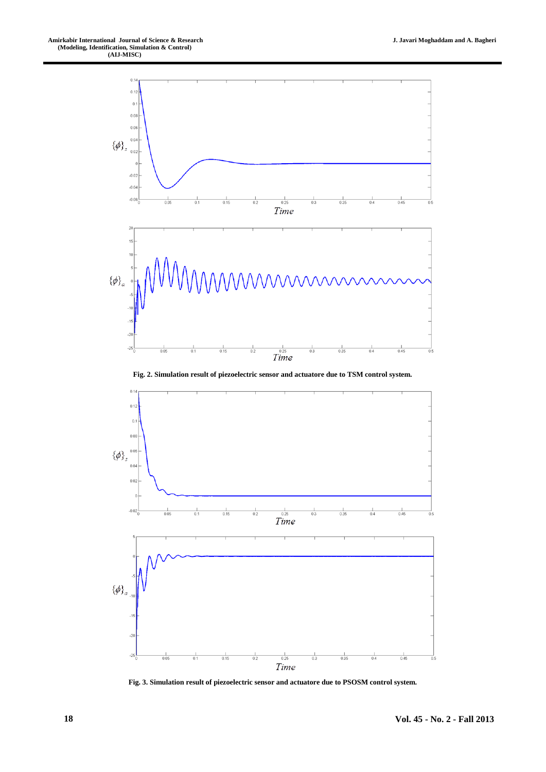Fig. 2. Simulation result of piezoelectric sensor and actuatore due to TSM control system.

Fig. 3. Simulation result of piezoelectric sensor and actuatore due to PSOSM control system.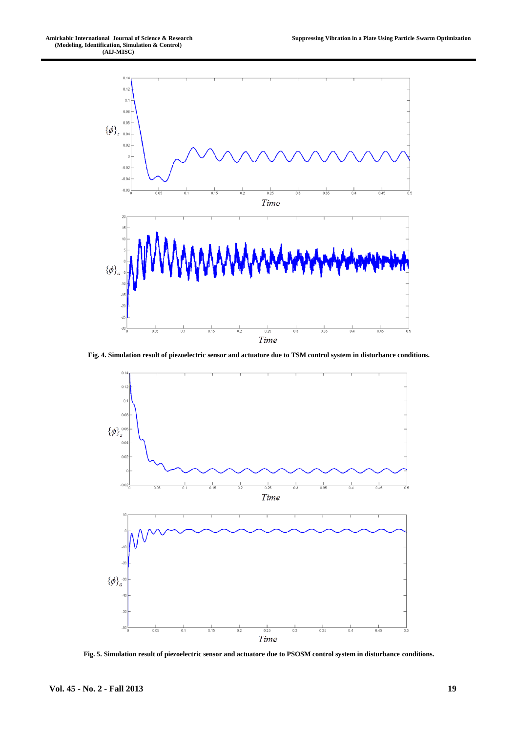**Fig. 4. Simulation result of piezoelectric sensor and actuatore due to TSM control system in disturbance conditions.**

**Fig. 5. Simulation result of piezoelectric sensor and actuatore due to PSOSM control system in disturbance conditions.**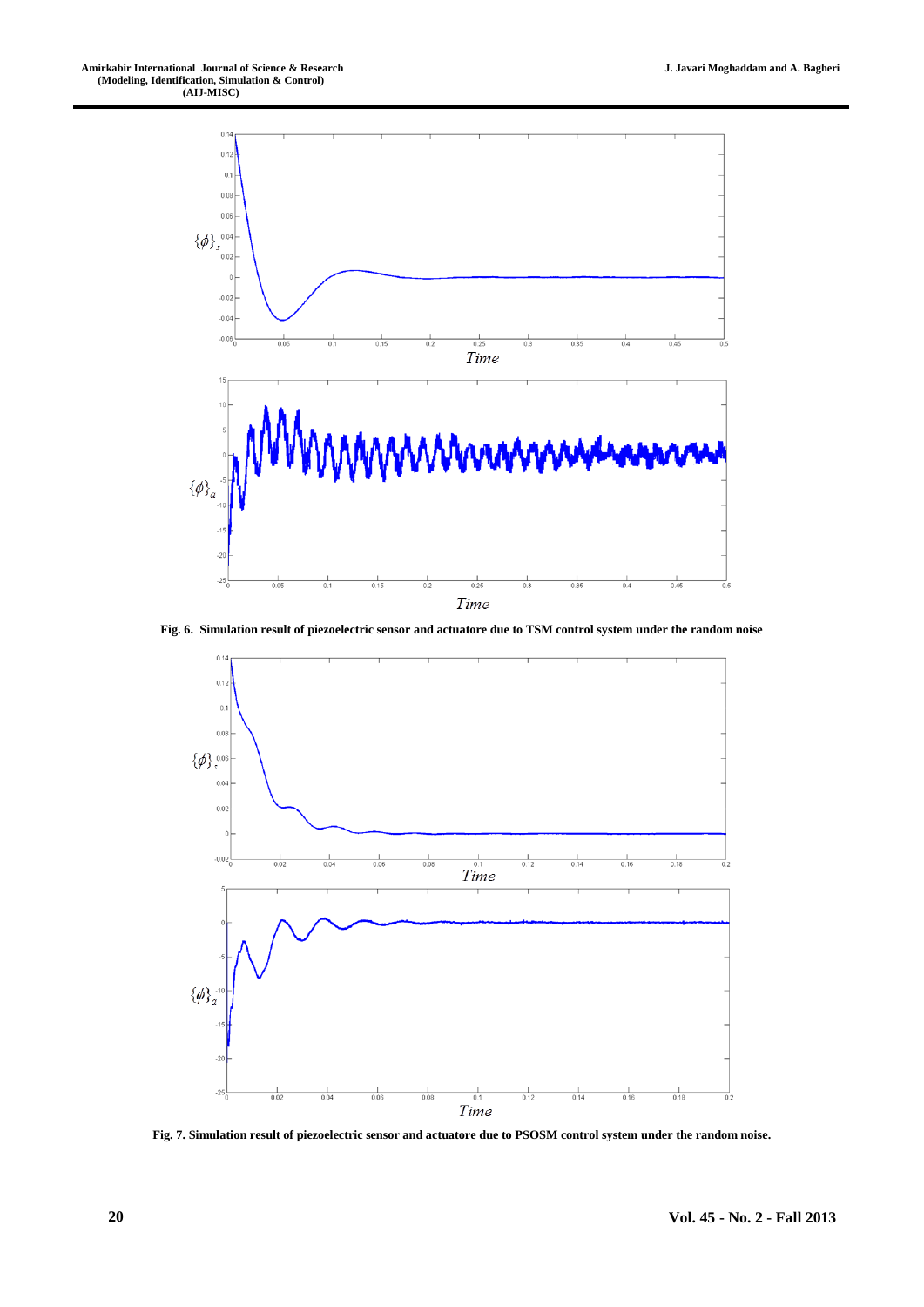Fig. 6. Simulation result of piezoelectric sensor and actuatore due to TSM control system under the random noise

Fig. 7. Simulation result of piezoelectric sensor and actuatore due to PSOSM control system under the random noise.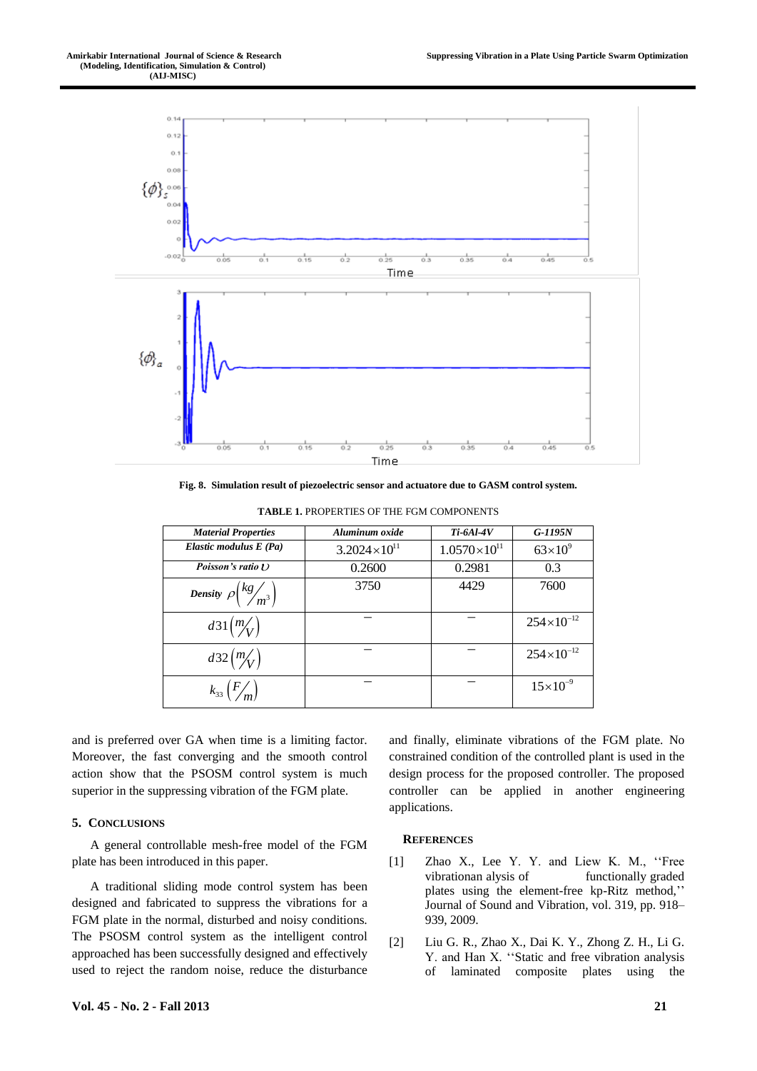Fig. 8. Simulation result of piezoelectric sensor and actuatore due to GASM control system.

TABLE 1. PROPERTIES OF THE FGM COMPONENTS

| *Material Properties* | *Aluminum oxide* | *Ti-6Al-4V* | *G-1195N* |
|---|---|---|---|
| *Elastic modulus E (Pa)* | $3.2024\times10^{11}$ | $1.0570\times10^{11}$ | $63\times10^{9}$ |
| *Poisson's ratio* $\upsilon$ | 0.2600 | 0.2981 | 0.3 |
| *Density* $\rho\left(\frac{kg}{m^3}\right)$ | 3750 | 4429 | 7600 |
| $d31\left(\frac{m}{V}\right)$ | – | – | $254\times10^{-12}$ |
| $d32\left(\frac{m}{V}\right)$ | – | – | $254\times10^{-12}$ |
| $k_{33}\left(\frac{F}{m}\right)$ | – | – | $15\times10^{-9}$ |

and is preferred over GA when time is a limiting factor. Moreover, the fast converging and the smooth control action show that the PSOSM control system is much superior in the suppressing vibration of the FGM plate.

## 5. Conclusions

A general controllable mesh-free model of the FGM plate has been introduced in this paper.

A traditional sliding mode control system has been designed and fabricated to suppress the vibrations for a FGM plate in the normal, disturbed and noisy conditions. The PSOSM control system as the intelligent control approached has been successfully designed and effectively used to reject the random noise, reduce the disturbance and finally, eliminate vibrations of the FGM plate. No constrained condition of the controlled plant is used in the design process for the proposed controller. The proposed controller can be applied in another engineering applications.

## References

[1] Zhao X., Lee Y. Y. and Liew K. M., ''Free vibrationan alysis of functionally graded plates using the element-free kp-Ritz method,'' Journal of Sound and Vibration, vol. 319, pp. 918–939, 2009.

[2] Liu G. R., Zhao X., Dai K. Y., Zhong Z. H., Li G. Y. and Han X. ''Static and free vibration analysis of laminated composite plates using the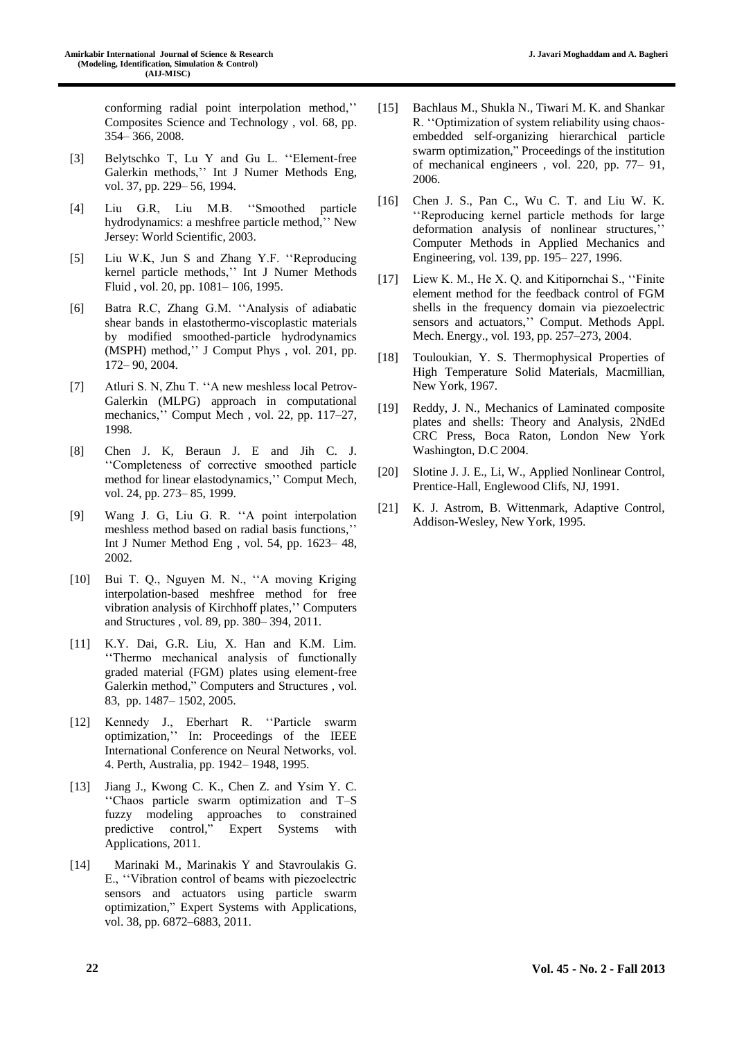conforming radial point interpolation method,'' Composites Science and Technology , vol. 68, pp. 354– 366, 2008.

[3] Belytschko T, Lu Y and Gu L. ''Element-free Galerkin methods,'' Int J Numer Methods Eng, vol. 37, pp. 229– 56, 1994.

[4] Liu G.R, Liu M.B. ''Smoothed particle hydrodynamics: a meshfree particle method,'' New Jersey: World Scientific, 2003.

[5] Liu W.K, Jun S and Zhang Y.F. ''Reproducing kernel particle methods,'' Int J Numer Methods Fluid , vol. 20, pp. 1081– 106, 1995.

[6] Batra R.C, Zhang G.M. ''Analysis of adiabatic shear bands in elastothermo-viscoplastic materials by modified smoothed-particle hydrodynamics (MSPH) method,'' J Comput Phys , vol. 201, pp. 172– 90, 2004.

[7] Atluri S. N, Zhu T. ''A new meshless local Petrov-Galerkin (MLPG) approach in computational mechanics,'' Comput Mech , vol. 22, pp. 117–27, 1998.

[8] Chen J. K, Beraun J. E and Jih C. J. ''Completeness of corrective smoothed particle method for linear elastodynamics,'' Comput Mech, vol. 24, pp. 273– 85, 1999.

[9] Wang J. G, Liu G. R. ''A point interpolation meshless method based on radial basis functions,'' Int J Numer Method Eng , vol. 54, pp. 1623– 48, 2002.

[10] Bui T. Q., Nguyen M. N., ''A moving Kriging interpolation-based meshfree method for free vibration analysis of Kirchhoff plates,'' Computers and Structures , vol. 89, pp. 380– 394, 2011.

[11] K.Y. Dai, G.R. Liu, X. Han and K.M. Lim. ''Thermo mechanical analysis of functionally graded material (FGM) plates using element-free Galerkin method," Computers and Structures , vol. 83, pp. 1487– 1502, 2005.

[12] Kennedy J., Eberhart R. ''Particle swarm optimization,'' In: Proceedings of the IEEE International Conference on Neural Networks, vol. 4. Perth, Australia, pp. 1942– 1948, 1995.

[13] Jiang J., Kwong C. K., Chen Z. and Ysim Y. C. ''Chaos particle swarm optimization and T–S fuzzy modeling approaches to constrained predictive control," Expert Systems with Applications, 2011.

[14] Marinaki M., Marinakis Y and Stavroulakis G. E., ''Vibration control of beams with piezoelectric sensors and actuators using particle swarm optimization," Expert Systems with Applications, vol. 38, pp. 6872–6883, 2011.

[15] Bachlaus M., Shukla N., Tiwari M. K. and Shankar R. ''Optimization of system reliability using chaos-embedded self-organizing hierarchical particle swarm optimization," Proceedings of the institution of mechanical engineers , vol. 220, pp. 77– 91, 2006.

[16] Chen J. S., Pan C., Wu C. T. and Liu W. K. ''Reproducing kernel particle methods for large deformation analysis of nonlinear structures,'' Computer Methods in Applied Mechanics and Engineering, vol. 139, pp. 195– 227, 1996.

[17] Liew K. M., He X. Q. and Kitipornchai S., ''Finite element method for the feedback control of FGM shells in the frequency domain via piezoelectric sensors and actuators,'' Comput. Methods Appl. Mech. Energy., vol. 193, pp. 257–273, 2004.

[18] Touloukian, Y. S. Thermophysical Properties of High Temperature Solid Materials, Macmillian, New York, 1967.

[19] Reddy, J. N., Mechanics of Laminated composite plates and shells: Theory and Analysis, 2NdEd CRC Press, Boca Raton, London New York Washington, D.C 2004.

[20] Slotine J. J. E., Li, W., Applied Nonlinear Control, Prentice-Hall, Englewood Clifs, NJ, 1991.

[21] K. J. Astrom, B. Wittenmark, Adaptive Control, Addison-Wesley, New York, 1995.